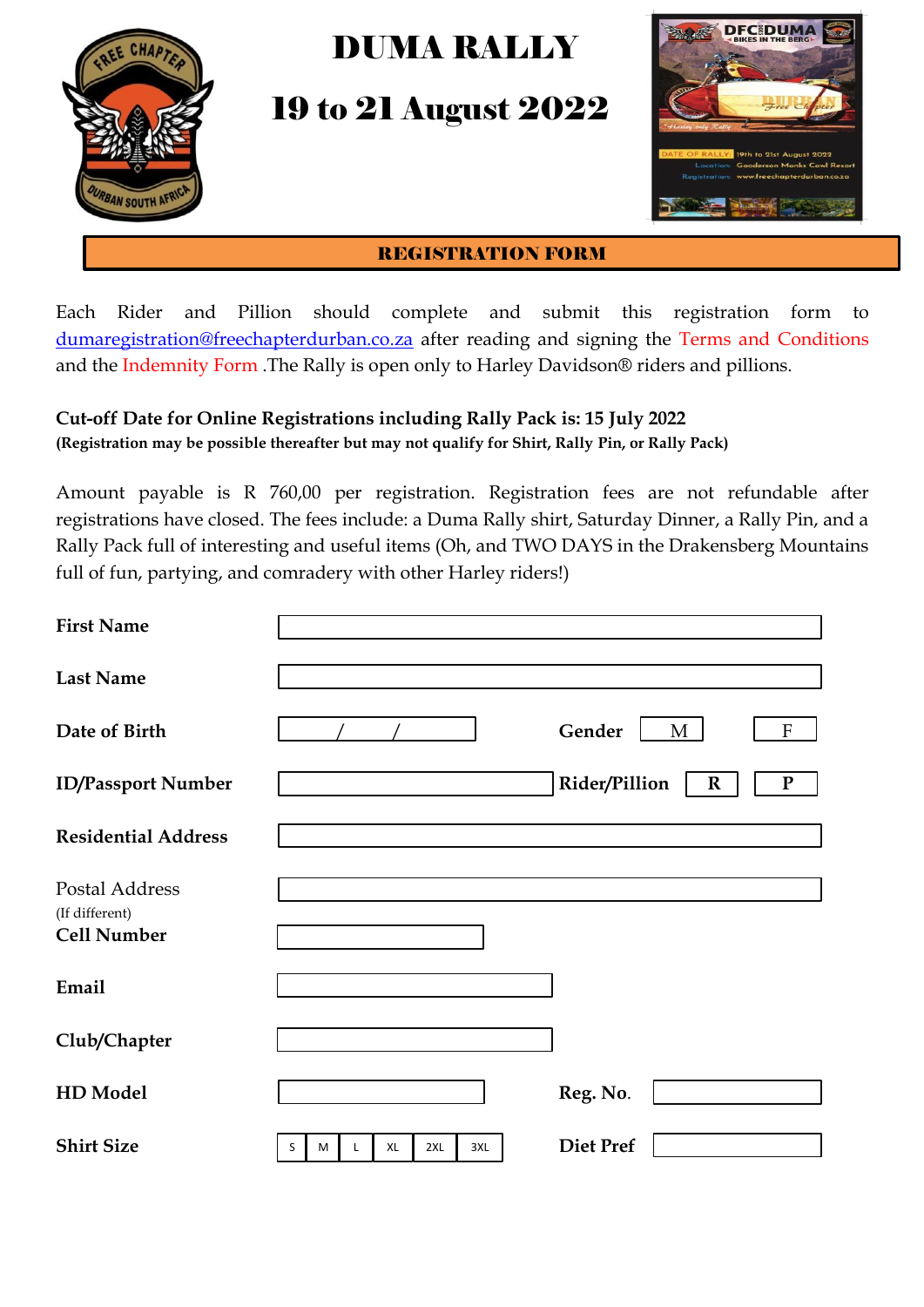# DUMA RALLY

# 19 to 21 August 2022

## REGISTRATION FORM

Each Rider and Pillion should complete and submit this registration form to dumaregistration@freechapterdurban.co.za after reading and signing the Terms and Conditions and the Indemnity Form .The Rally is open only to Harley Davidson® riders and pillions.

**Cut-off Date for Online Registrations including Rally Pack is: 15 July 2022**
**(Registration may be possible thereafter but may not qualify for Shirt, Rally Pin, or Rally Pack)**

Amount payable is R 760,00 per registration. Registration fees are not refundable after registrations have closed. The fees include: a Duma Rally shirt, Saturday Dinner, a Rally Pin, and a Rally Pack full of interesting and useful items (Oh, and TWO DAYS in the Drakensberg Mountains full of fun, partying, and comradery with other Harley riders!)

| | | | |
|---|---|---|---|
| **First Name** | | | |
| **Last Name** | | | |
| **Date of Birth** | / / | **Gender** | M / F |
| **ID/Passport Number** | | **Rider/Pillion** | R / P |
| **Residential Address** | | | |
| Postal Address (If different) | | | |
| **Cell Number** | | | |
| **Email** | | | |
| **Club/Chapter** | | | |
| **HD Model** | | **Reg. No.** | |
| **Shirt Size** | S / M / L / XL / 2XL / 3XL | **Diet Pref** | |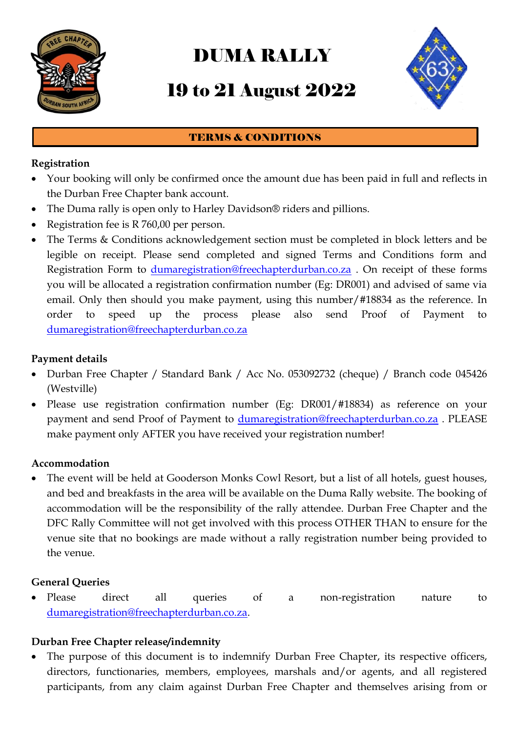# DUMA RALLY

# 19 to 21 August 2022

## TERMS & CONDITIONS

**Registration**

- Your booking will only be confirmed once the amount due has been paid in full and reflects in the Durban Free Chapter bank account.
- The Duma rally is open only to Harley Davidson® riders and pillions.
- Registration fee is R 760,00 per person.
- The Terms & Conditions acknowledgement section must be completed in block letters and be legible on receipt. Please send completed and signed Terms and Conditions form and Registration Form to dumaregistration@freechapterdurban.co.za . On receipt of these forms you will be allocated a registration confirmation number (Eg: DR001) and advised of same via email. Only then should you make payment, using this number/#18834 as the reference. In order to speed up the process please also send Proof of Payment to dumaregistration@freechapterdurban.co.za

**Payment details**

- Durban Free Chapter / Standard Bank / Acc No. 053092732 (cheque) / Branch code 045426 (Westville)
- Please use registration confirmation number (Eg: DR001/#18834) as reference on your payment and send Proof of Payment to dumaregistration@freechapterdurban.co.za . PLEASE make payment only AFTER you have received your registration number!

**Accommodation**

- The event will be held at Gooderson Monks Cowl Resort, but a list of all hotels, guest houses, and bed and breakfasts in the area will be available on the Duma Rally website. The booking of accommodation will be the responsibility of the rally attendee. Durban Free Chapter and the DFC Rally Committee will not get involved with this process OTHER THAN to ensure for the venue site that no bookings are made without a rally registration number being provided to the venue.

**General Queries**

- Please direct all queries of a non-registration nature to dumaregistration@freechapterdurban.co.za.

**Durban Free Chapter release/indemnity**

- The purpose of this document is to indemnify Durban Free Chapter, its respective officers, directors, functionaries, members, employees, marshals and/or agents, and all registered participants, from any claim against Durban Free Chapter and themselves arising from or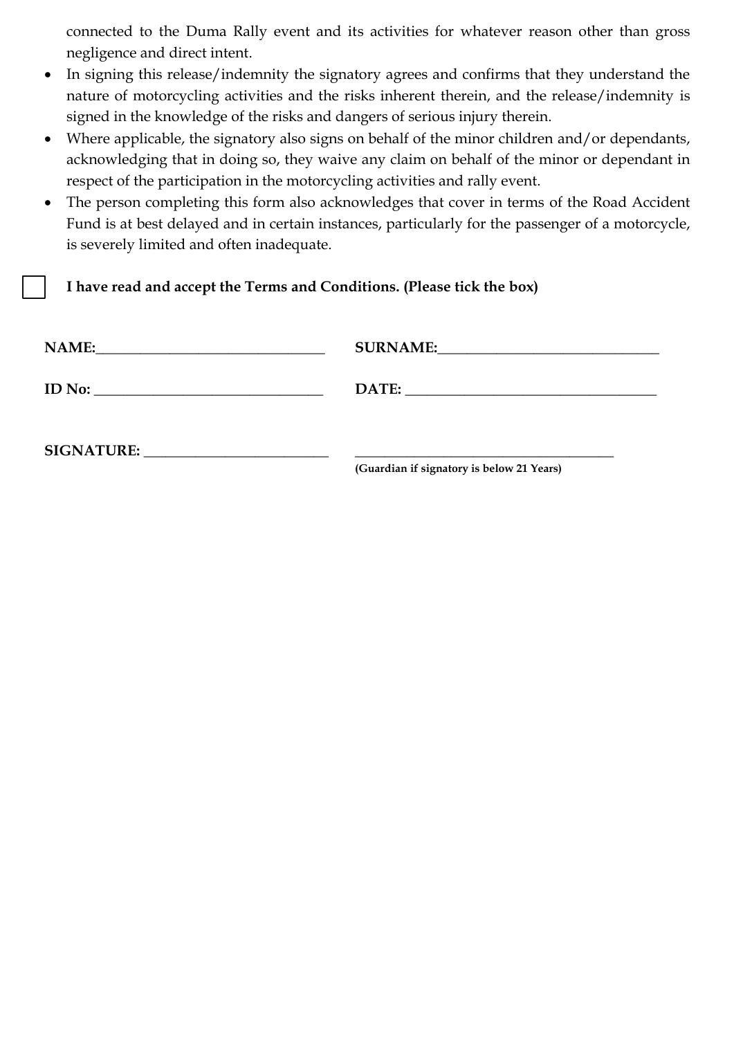connected to the Duma Rally event and its activities for whatever reason other than gross negligence and direct intent.

- In signing this release/indemnity the signatory agrees and confirms that they understand the nature of motorcycling activities and the risks inherent therein, and the release/indemnity is signed in the knowledge of the risks and dangers of serious injury therein.
- Where applicable, the signatory also signs on behalf of the minor children and/or dependants, acknowledging that in doing so, they waive any claim on behalf of the minor or dependant in respect of the participation in the motorcycling activities and rally event.
- The person completing this form also acknowledges that cover in terms of the Road Accident Fund is at best delayed and in certain instances, particularly for the passenger of a motorcycle, is severely limited and often inadequate.

☐ **I have read and accept the Terms and Conditions. (Please tick the box)**

**NAME:**_______________________________ **SURNAME:**_______________________________

**ID No:** _______________________________ **DATE:** _______________________________

**SIGNATURE:** _________________________ _______________________________

**(Guardian if signatory is below 21 Years)**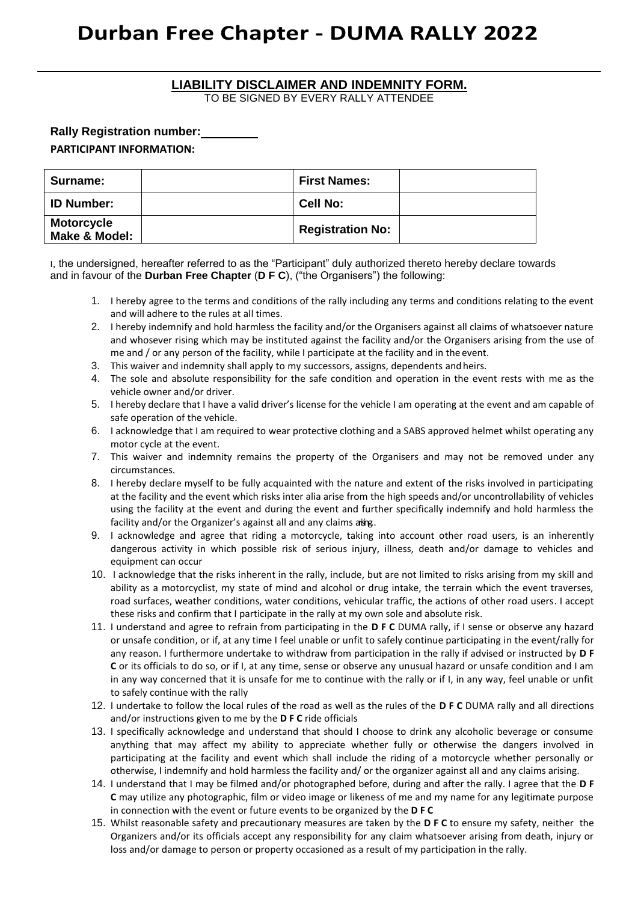# Durban Free Chapter - DUMA RALLY 2022

## LIABILITY DISCLAIMER AND INDEMNITY FORM.

TO BE SIGNED BY EVERY RALLY ATTENDEE

**Rally Registration number:** ________

**PARTICIPANT INFORMATION:**

| Surname: | | First Names: | |
|---|---|---|---|
| ID Number: | | Cell No: | |
| Motorcycle Make & Model: | | Registration No: | |

I, the undersigned, hereafter referred to as the "Participant" duly authorized thereto hereby declare towards and in favour of the **Durban Free Chapter** (**D F C**), ("the Organisers") the following:

1. I hereby agree to the terms and conditions of the rally including any terms and conditions relating to the event and will adhere to the rules at all times.
2. I hereby indemnify and hold harmless the facility and/or the Organisers against all claims of whatsoever nature and whosever rising which may be instituted against the facility and/or the Organisers arising from the use of me and / or any person of the facility, while I participate at the facility and in the event.
3. This waiver and indemnity shall apply to my successors, assigns, dependents and heirs.
4. The sole and absolute responsibility for the safe condition and operation in the event rests with me as the vehicle owner and/or driver.
5. I hereby declare that I have a valid driver's license for the vehicle I am operating at the event and am capable of safe operation of the vehicle.
6. I acknowledge that I am required to wear protective clothing and a SABS approved helmet whilst operating any motor cycle at the event.
7. This waiver and indemnity remains the property of the Organisers and may not be removed under any circumstances.
8. I hereby declare myself to be fully acquainted with the nature and extent of the risks involved in participating at the facility and the event which risks inter alia arise from the high speeds and/or uncontrollability of vehicles using the facility at the event and during the event and further specifically indemnify and hold harmless the facility and/or the Organizer's against all and any claims arising.
9. I acknowledge and agree that riding a motorcycle, taking into account other road users, is an inherently dangerous activity in which possible risk of serious injury, illness, death and/or damage to vehicles and equipment can occur
10. I acknowledge that the risks inherent in the rally, include, but are not limited to risks arising from my skill and ability as a motorcyclist, my state of mind and alcohol or drug intake, the terrain which the event traverses, road surfaces, weather conditions, water conditions, vehicular traffic, the actions of other road users. I accept these risks and confirm that I participate in the rally at my own sole and absolute risk.
11. I understand and agree to refrain from participating in the **D F C** DUMA rally, if I sense or observe any hazard or unsafe condition, or if, at any time I feel unable or unfit to safely continue participating in the event/rally for any reason. I furthermore undertake to withdraw from participation in the rally if advised or instructed by **D F C** or its officials to do so, or if I, at any time, sense or observe any unusual hazard or unsafe condition and I am in any way concerned that it is unsafe for me to continue with the rally or if I, in any way, feel unable or unfit to safely continue with the rally
12. I undertake to follow the local rules of the road as well as the rules of the **D F C** DUMA rally and all directions and/or instructions given to me by the **D F C** ride officials
13. I specifically acknowledge and understand that should I choose to drink any alcoholic beverage or consume anything that may affect my ability to appreciate whether fully or otherwise the dangers involved in participating at the facility and event which shall include the riding of a motorcycle whether personally or otherwise, I indemnify and hold harmless the facility and/ or the organizer against all and any claims arising.
14. I understand that I may be filmed and/or photographed before, during and after the rally. I agree that the **D F C** may utilize any photographic, film or video image or likeness of me and my name for any legitimate purpose in connection with the event or future events to be organized by the **D F C**
15. Whilst reasonable safety and precautionary measures are taken by the **D F C** to ensure my safety, neither the Organizers and/or its officials accept any responsibility for any claim whatsoever arising from death, injury or loss and/or damage to person or property occasioned as a result of my participation in the rally.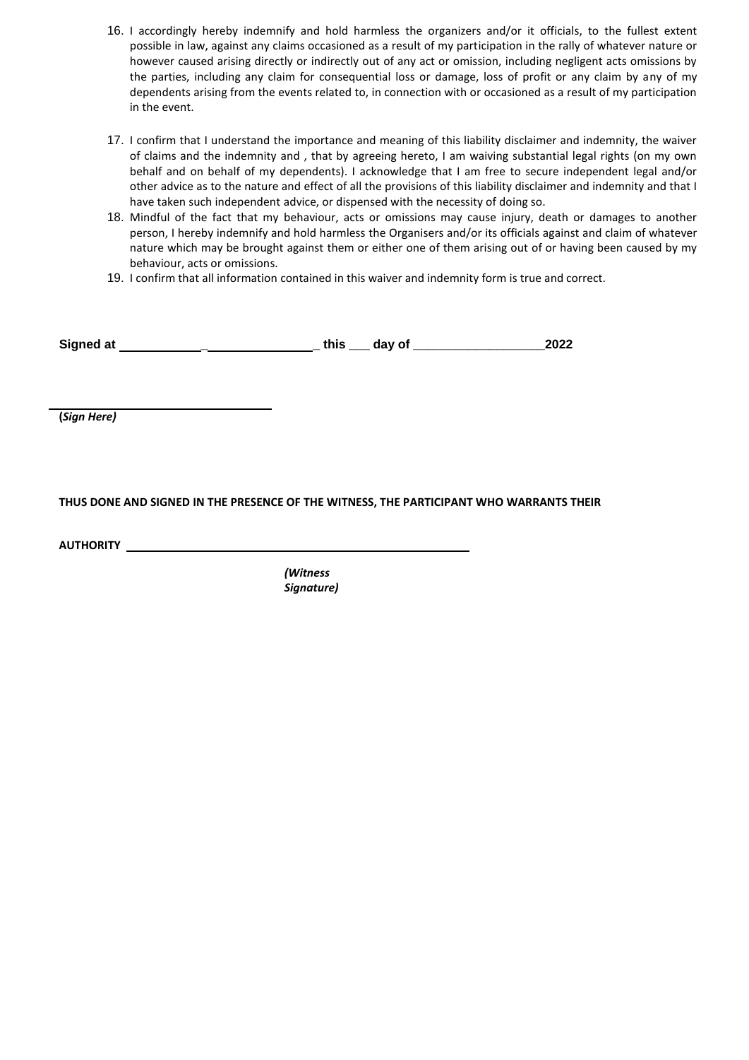16. I accordingly hereby indemnify and hold harmless the organizers and/or it officials, to the fullest extent possible in law, against any claims occasioned as a result of my participation in the rally of whatever nature or however caused arising directly or indirectly out of any act or omission, including negligent acts omissions by the parties, including any claim for consequential loss or damage, loss of profit or any claim by any of my dependents arising from the events related to, in connection with or occasioned as a result of my participation in the event.
17. I confirm that I understand the importance and meaning of this liability disclaimer and indemnity, the waiver of claims and the indemnity and , that by agreeing hereto, I am waiving substantial legal rights (on my own behalf and on behalf of my dependents). I acknowledge that I am free to secure independent legal and/or other advice as to the nature and effect of all the provisions of this liability disclaimer and indemnity and that I have taken such independent advice, or dispensed with the necessity of doing so.
18. Mindful of the fact that my behaviour, acts or omissions may cause injury, death or damages to another person, I hereby indemnify and hold harmless the Organisers and/or its officials against and claim of whatever nature which may be brought against them or either one of them arising out of or having been caused by my behaviour, acts or omissions.
19. I confirm that all information contained in this waiver and indemnity form is true and correct.

**Signed at ____________________________ this ___ day of __________________2022**

______________________________

**(*Sign Here)***

**THUS DONE AND SIGNED IN THE PRESENCE OF THE WITNESS, THE PARTICIPANT WHO WARRANTS THEIR**

**AUTHORITY** ______________________________________________

***(Witness Signature)***